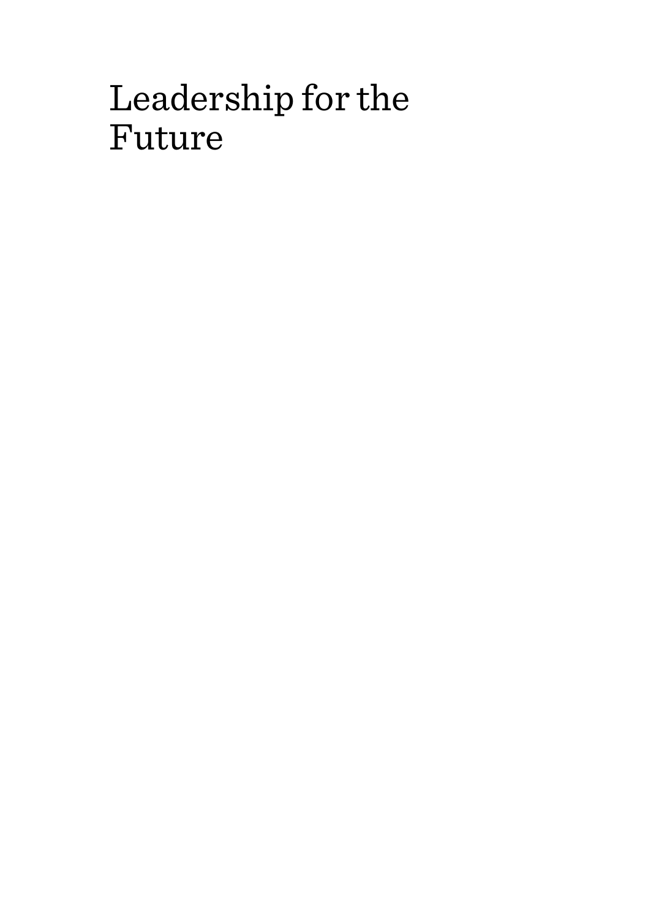# Leadership for the Future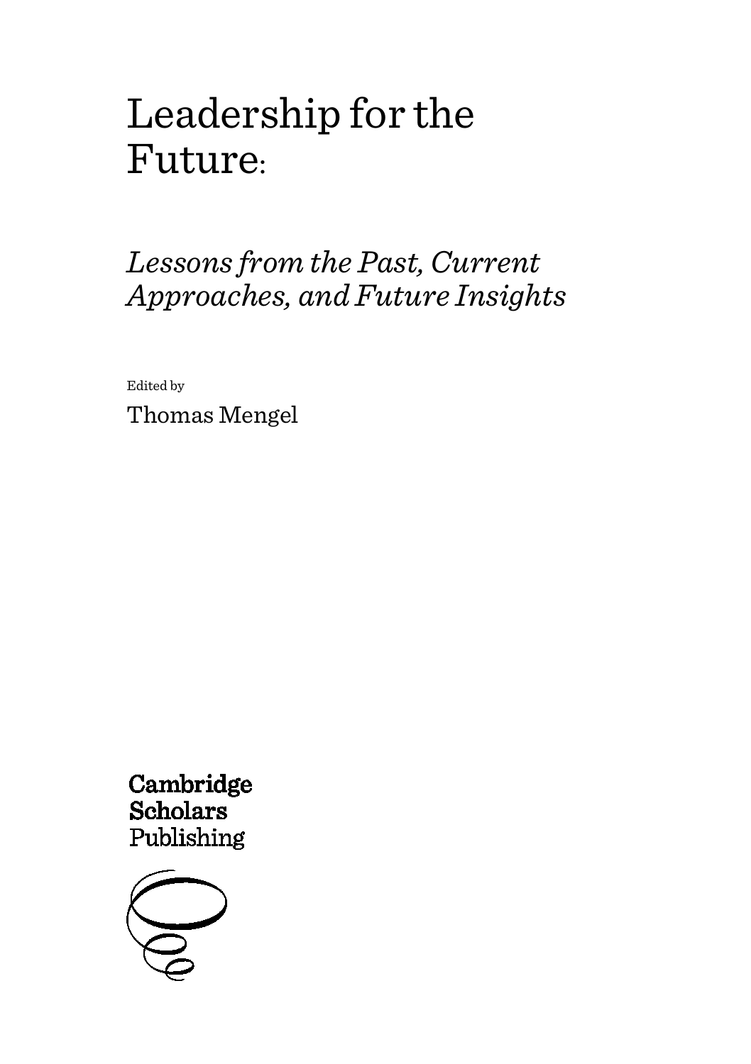# Leadership for the Future:

## *Lessons from the Past, Current Approaches, and Future Insights*

Edited by

Thomas Mengel

Cambridge
Scholars
Publishing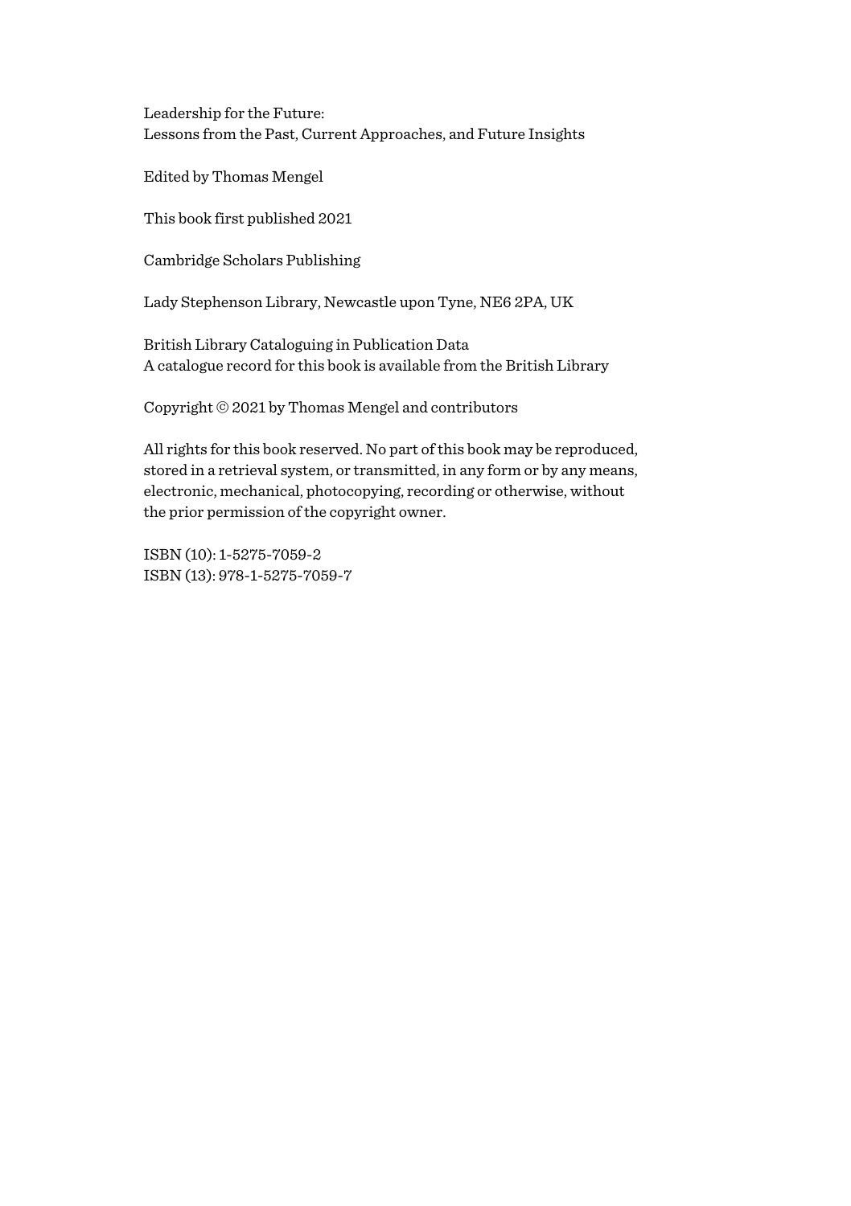Leadership for the Future:
Lessons from the Past, Current Approaches, and Future Insights

Edited by Thomas Mengel

This book first published 2021

Cambridge Scholars Publishing

Lady Stephenson Library, Newcastle upon Tyne, NE6 2PA, UK

British Library Cataloguing in Publication Data
A catalogue record for this book is available from the British Library

Copyright © 2021 by Thomas Mengel and contributors

All rights for this book reserved. No part of this book may be reproduced, stored in a retrieval system, or transmitted, in any form or by any means, electronic, mechanical, photocopying, recording or otherwise, without the prior permission of the copyright owner.

ISBN (10): 1-5275-7059-2
ISBN (13): 978-1-5275-7059-7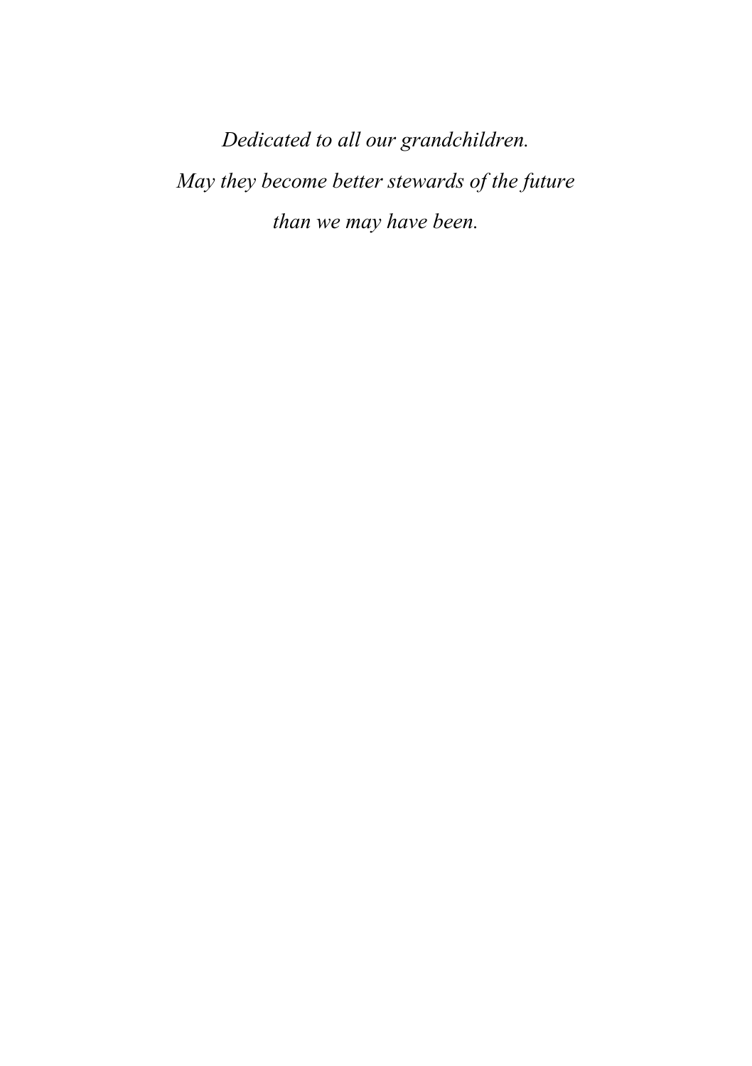*Dedicated to all our grandchildren.*

*May they become better stewards of the future*

*than we may have been.*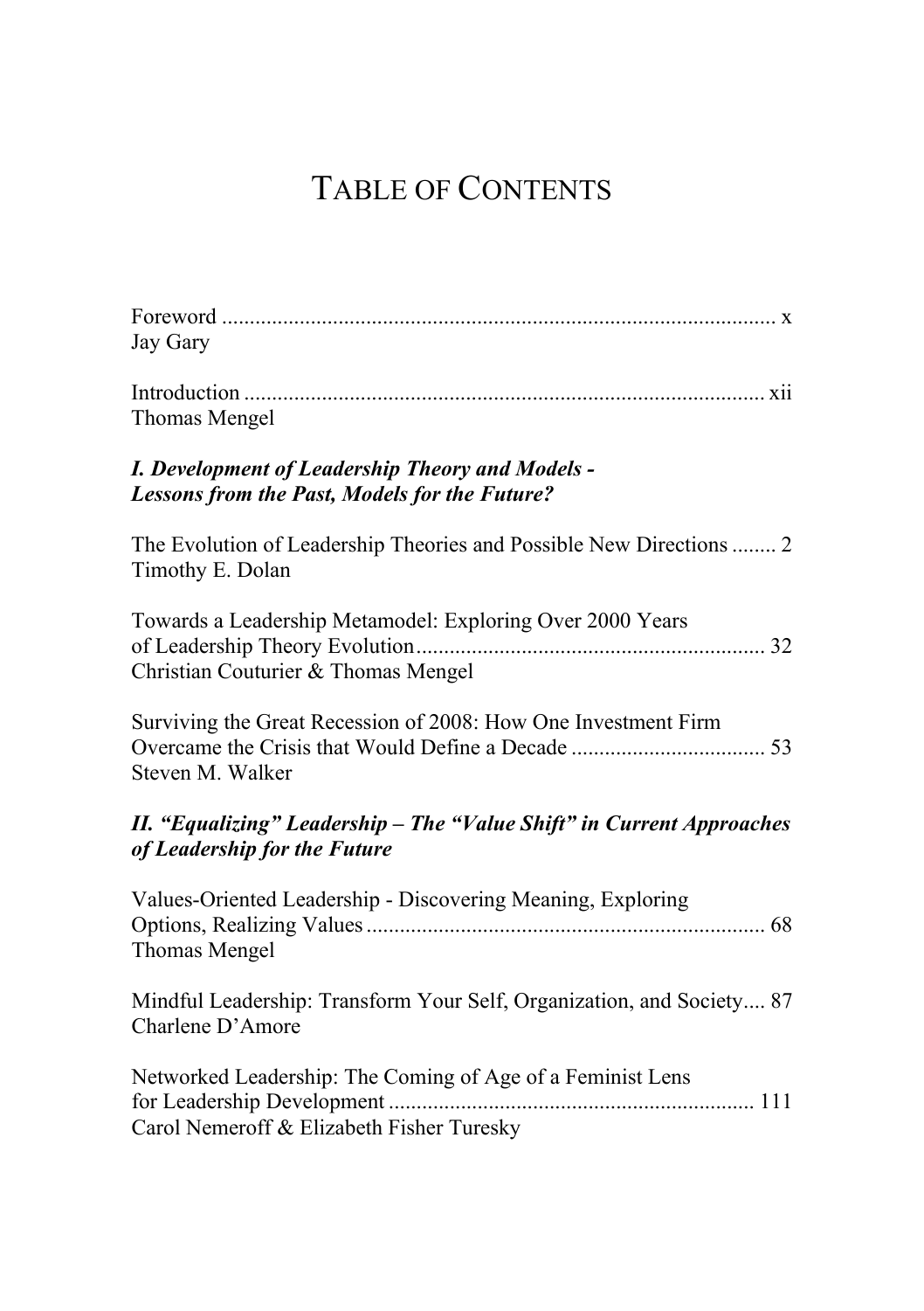# TABLE OF CONTENTS

Foreword ..................................................................................................... x
Jay Gary

Introduction ............................................................................................. xii
Thomas Mengel

***I. Development of Leadership Theory and Models - Lessons from the Past, Models for the Future?***

The Evolution of Leadership Theories and Possible New Directions ........ 2
Timothy E. Dolan

Towards a Leadership Metamodel: Exploring Over 2000 Years of Leadership Theory Evolution .............................................................. 32
Christian Couturier & Thomas Mengel

Surviving the Great Recession of 2008: How One Investment Firm Overcame the Crisis that Would Define a Decade .................................. 53
Steven M. Walker

***II. "Equalizing" Leadership – The "Value Shift" in Current Approaches of Leadership for the Future***

Values-Oriented Leadership - Discovering Meaning, Exploring Options, Realizing Values ....................................................................... 68
Thomas Mengel

Mindful Leadership: Transform Your Self, Organization, and Society.... 87
Charlene D'Amore

Networked Leadership: The Coming of Age of a Feminist Lens for Leadership Development ................................................................. 111
Carol Nemeroff & Elizabeth Fisher Turesky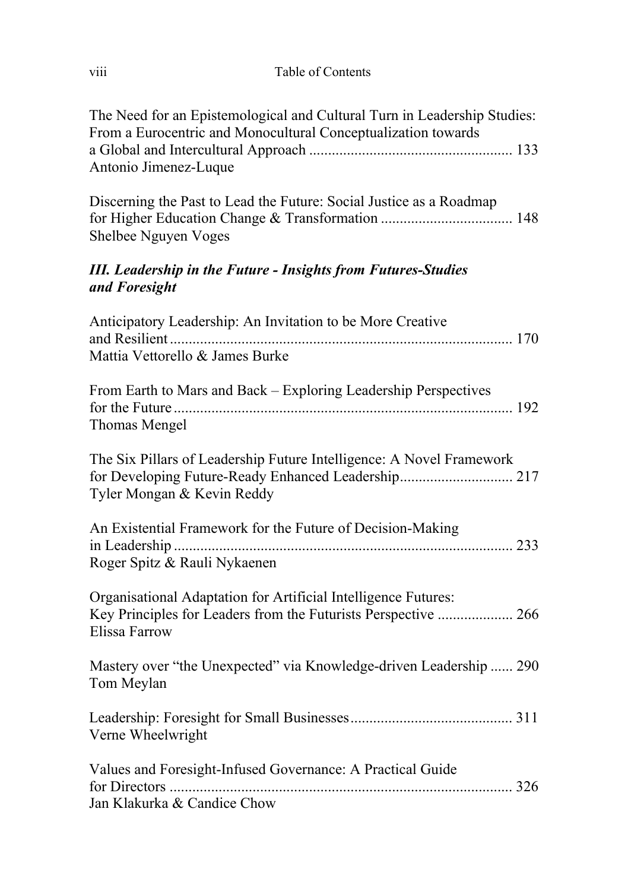The Need for an Epistemological and Cultural Turn in Leadership Studies: From a Eurocentric and Monocultural Conceptualization towards a Global and Intercultural Approach ..................................................... 133
Antonio Jimenez-Luque

Discerning the Past to Lead the Future: Social Justice as a Roadmap for Higher Education Change & Transformation .................................. 148
Shelbee Nguyen Voges

***III. Leadership in the Future - Insights from Futures-Studies and Foresight***

Anticipatory Leadership: An Invitation to be More Creative and Resilient .......................................................................................... 170
Mattia Vettorello & James Burke

From Earth to Mars and Back – Exploring Leadership Perspectives for the Future ......................................................................................... 192
Thomas Mengel

The Six Pillars of Leadership Future Intelligence: A Novel Framework for Developing Future-Ready Enhanced Leadership............................. 217
Tyler Mongan & Kevin Reddy

An Existential Framework for the Future of Decision-Making in Leadership ......................................................................................... 233
Roger Spitz & Rauli Nykaenen

Organisational Adaptation for Artificial Intelligence Futures: Key Principles for Leaders from the Futurists Perspective .................... 266
Elissa Farrow

Mastery over "the Unexpected" via Knowledge-driven Leadership ...... 290
Tom Meylan

Leadership: Foresight for Small Businesses........................................... 311
Verne Wheelwright

Values and Foresight-Infused Governance: A Practical Guide for Directors .......................................................................................... 326
Jan Klakurka & Candice Chow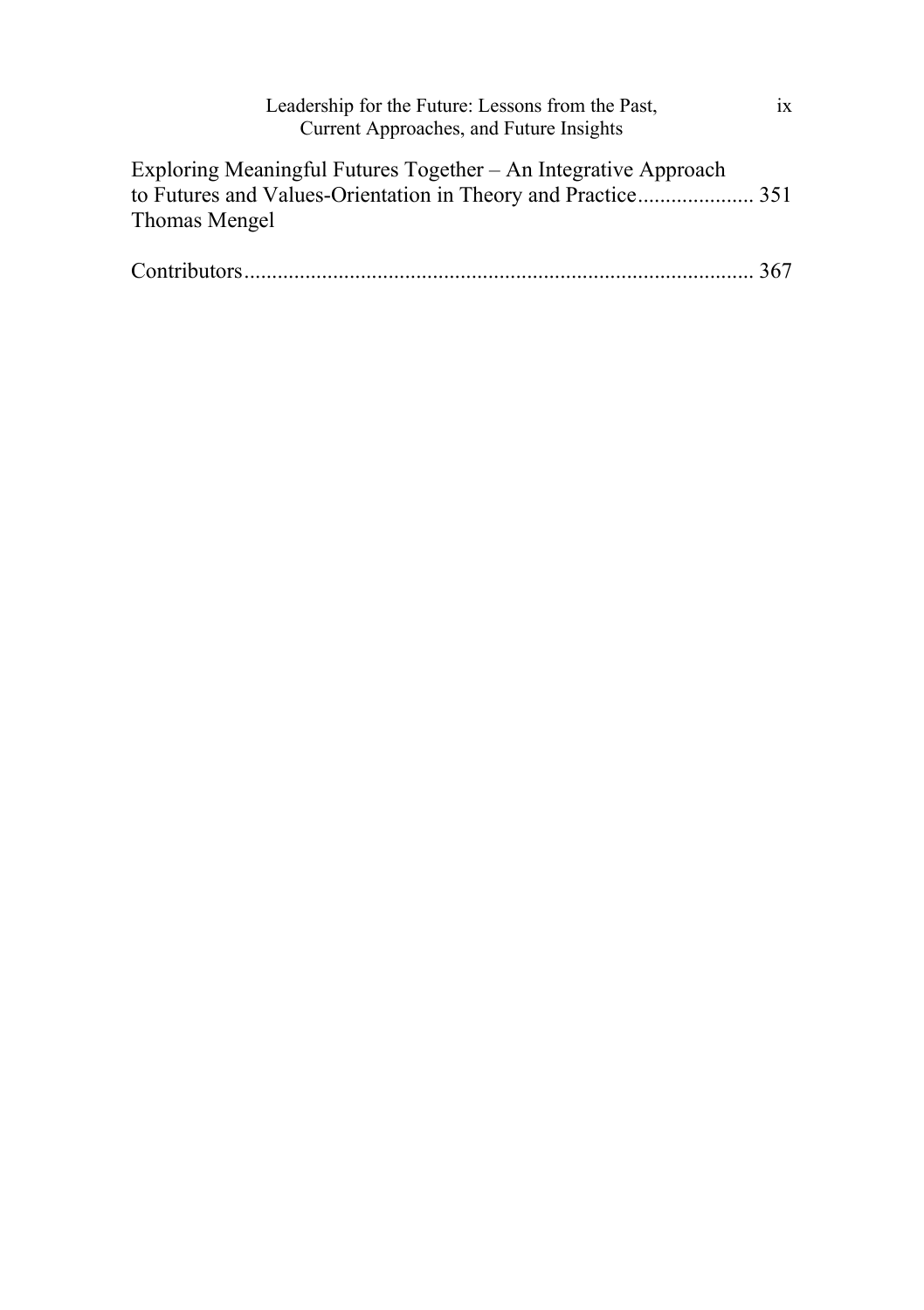Exploring Meaningful Futures Together – An Integrative Approach to Futures and Values-Orientation in Theory and Practice..................... 351
Thomas Mengel

Contributors........................................................................................ 367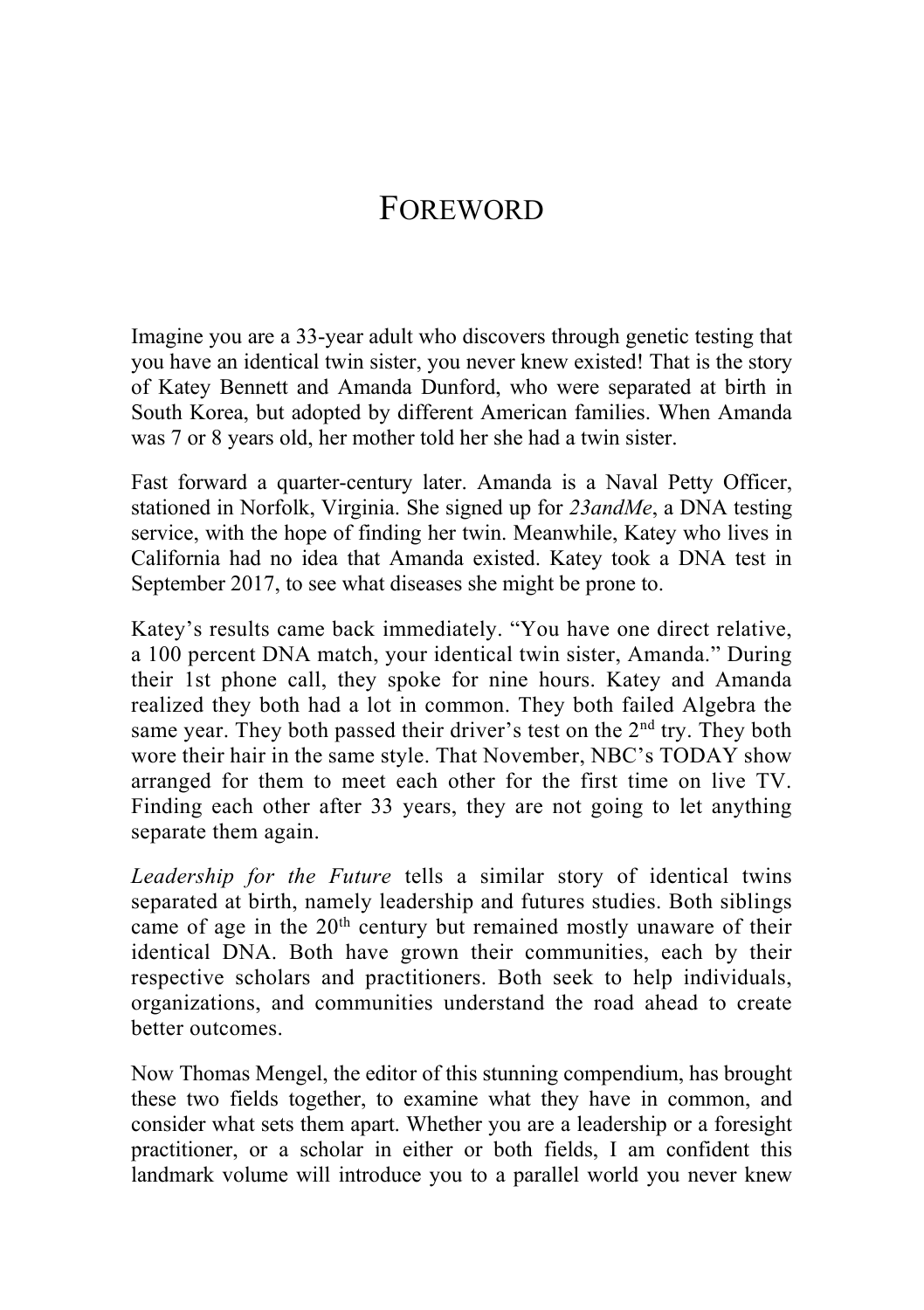# Foreword

Imagine you are a 33-year adult who discovers through genetic testing that you have an identical twin sister, you never knew existed! That is the story of Katey Bennett and Amanda Dunford, who were separated at birth in South Korea, but adopted by different American families. When Amanda was 7 or 8 years old, her mother told her she had a twin sister.

Fast forward a quarter-century later. Amanda is a Naval Petty Officer, stationed in Norfolk, Virginia. She signed up for *23andMe*, a DNA testing service, with the hope of finding her twin. Meanwhile, Katey who lives in California had no idea that Amanda existed. Katey took a DNA test in September 2017, to see what diseases she might be prone to.

Katey's results came back immediately. "You have one direct relative, a 100 percent DNA match, your identical twin sister, Amanda." During their 1st phone call, they spoke for nine hours. Katey and Amanda realized they both had a lot in common. They both failed Algebra the same year. They both passed their driver's test on the 2nd try. They both wore their hair in the same style. That November, NBC's TODAY show arranged for them to meet each other for the first time on live TV. Finding each other after 33 years, they are not going to let anything separate them again.

*Leadership for the Future* tells a similar story of identical twins separated at birth, namely leadership and futures studies. Both siblings came of age in the 20th century but remained mostly unaware of their identical DNA. Both have grown their communities, each by their respective scholars and practitioners. Both seek to help individuals, organizations, and communities understand the road ahead to create better outcomes.

Now Thomas Mengel, the editor of this stunning compendium, has brought these two fields together, to examine what they have in common, and consider what sets them apart. Whether you are a leadership or a foresight practitioner, or a scholar in either or both fields, I am confident this landmark volume will introduce you to a parallel world you never knew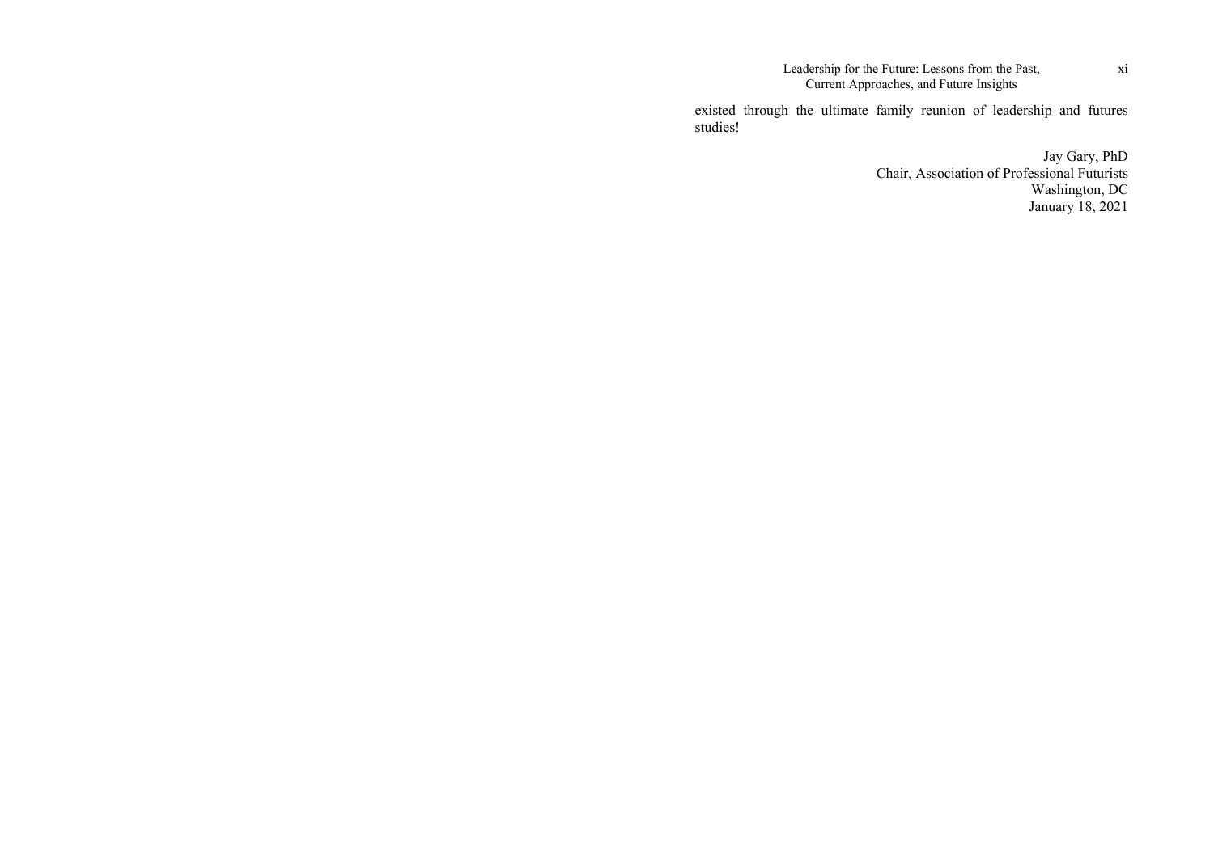existed through the ultimate family reunion of leadership and futures studies!

Jay Gary, PhD
Chair, Association of Professional Futurists
Washington, DC
January 18, 2021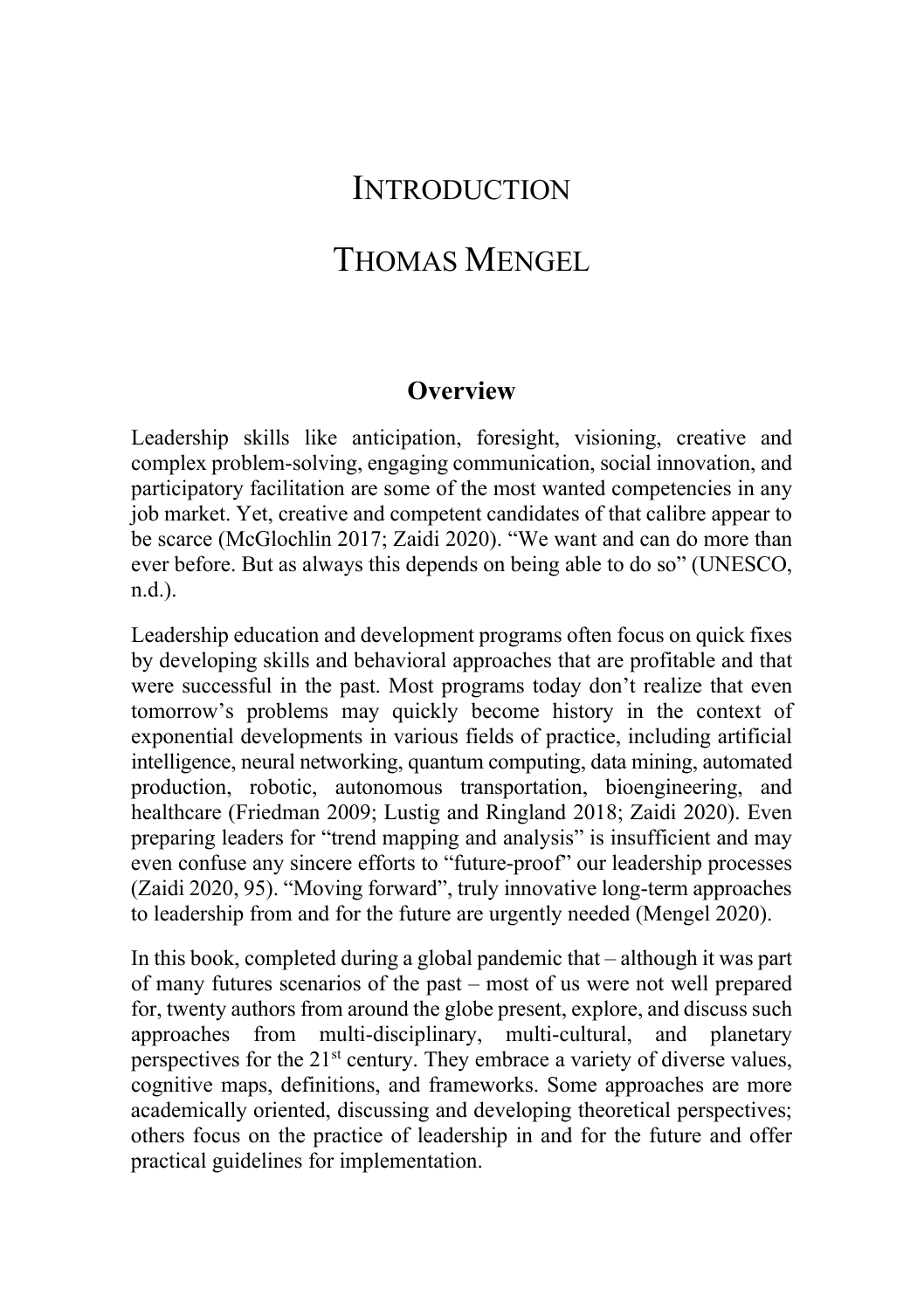# INTRODUCTION

# THOMAS MENGEL

## Overview

Leadership skills like anticipation, foresight, visioning, creative and complex problem-solving, engaging communication, social innovation, and participatory facilitation are some of the most wanted competencies in any job market. Yet, creative and competent candidates of that calibre appear to be scarce (McGlochlin 2017; Zaidi 2020). "We want and can do more than ever before. But as always this depends on being able to do so" (UNESCO, n.d.).

Leadership education and development programs often focus on quick fixes by developing skills and behavioral approaches that are profitable and that were successful in the past. Most programs today don't realize that even tomorrow's problems may quickly become history in the context of exponential developments in various fields of practice, including artificial intelligence, neural networking, quantum computing, data mining, automated production, robotic, autonomous transportation, bioengineering, and healthcare (Friedman 2009; Lustig and Ringland 2018; Zaidi 2020). Even preparing leaders for "trend mapping and analysis" is insufficient and may even confuse any sincere efforts to "future-proof" our leadership processes (Zaidi 2020, 95). "Moving forward", truly innovative long-term approaches to leadership from and for the future are urgently needed (Mengel 2020).

In this book, completed during a global pandemic that – although it was part of many futures scenarios of the past – most of us were not well prepared for, twenty authors from around the globe present, explore, and discuss such approaches from multi-disciplinary, multi-cultural, and planetary perspectives for the 21st century. They embrace a variety of diverse values, cognitive maps, definitions, and frameworks. Some approaches are more academically oriented, discussing and developing theoretical perspectives; others focus on the practice of leadership in and for the future and offer practical guidelines for implementation.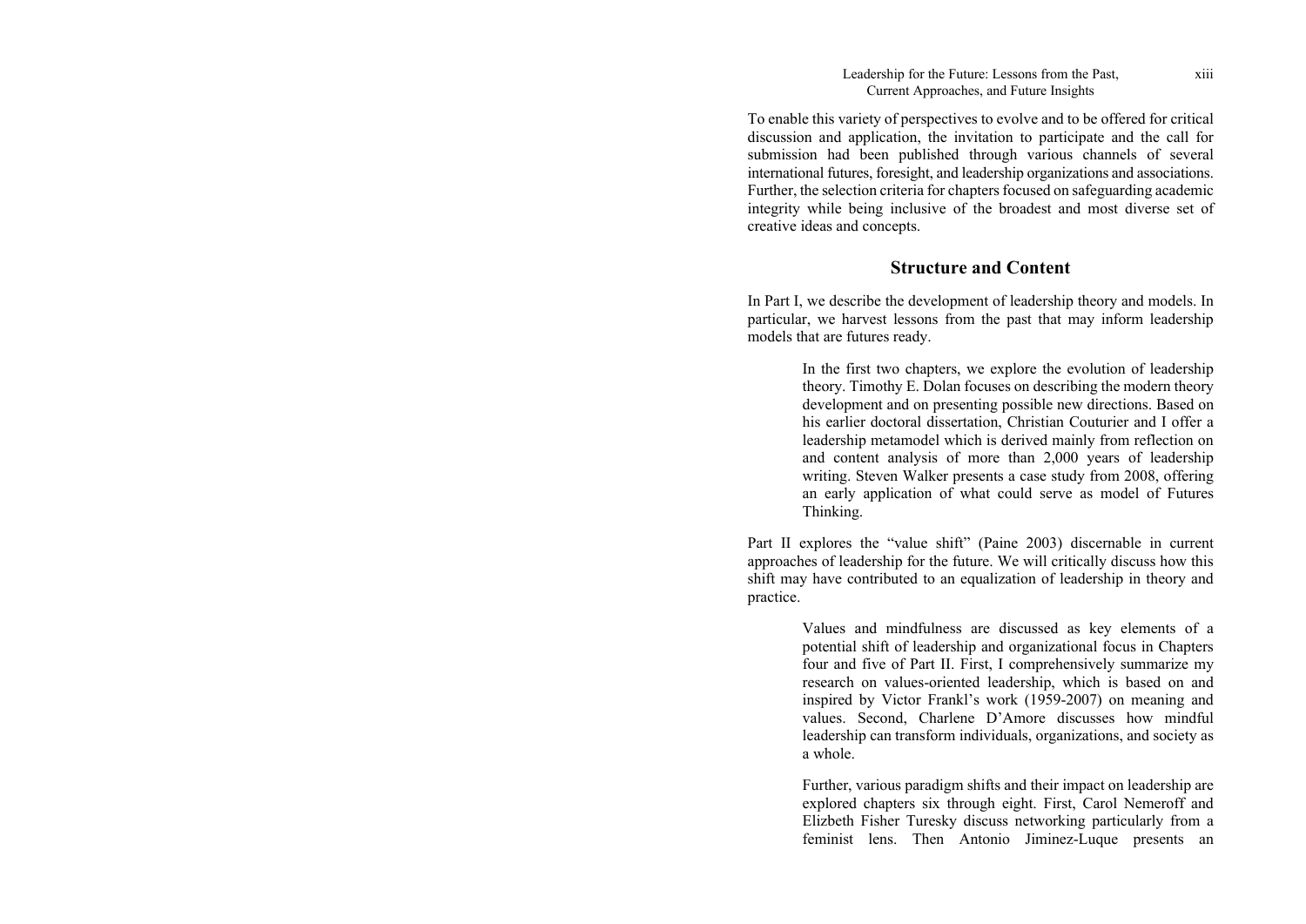To enable this variety of perspectives to evolve and to be offered for critical discussion and application, the invitation to participate and the call for submission had been published through various channels of several international futures, foresight, and leadership organizations and associations. Further, the selection criteria for chapters focused on safeguarding academic integrity while being inclusive of the broadest and most diverse set of creative ideas and concepts.

## Structure and Content

In Part I, we describe the development of leadership theory and models. In particular, we harvest lessons from the past that may inform leadership models that are futures ready.

> In the first two chapters, we explore the evolution of leadership theory. Timothy E. Dolan focuses on describing the modern theory development and on presenting possible new directions. Based on his earlier doctoral dissertation, Christian Couturier and I offer a leadership metamodel which is derived mainly from reflection on and content analysis of more than 2,000 years of leadership writing. Steven Walker presents a case study from 2008, offering an early application of what could serve as model of Futures Thinking.

Part II explores the "value shift" (Paine 2003) discernable in current approaches of leadership for the future. We will critically discuss how this shift may have contributed to an equalization of leadership in theory and practice.

> Values and mindfulness are discussed as key elements of a potential shift of leadership and organizational focus in Chapters four and five of Part II. First, I comprehensively summarize my research on values-oriented leadership, which is based on and inspired by Victor Frankl's work (1959-2007) on meaning and values. Second, Charlene D'Amore discusses how mindful leadership can transform individuals, organizations, and society as a whole.
>
> Further, various paradigm shifts and their impact on leadership are explored chapters six through eight. First, Carol Nemeroff and Elizbeth Fisher Turesky discuss networking particularly from a feminist lens. Then Antonio Jiminez-Luque presents an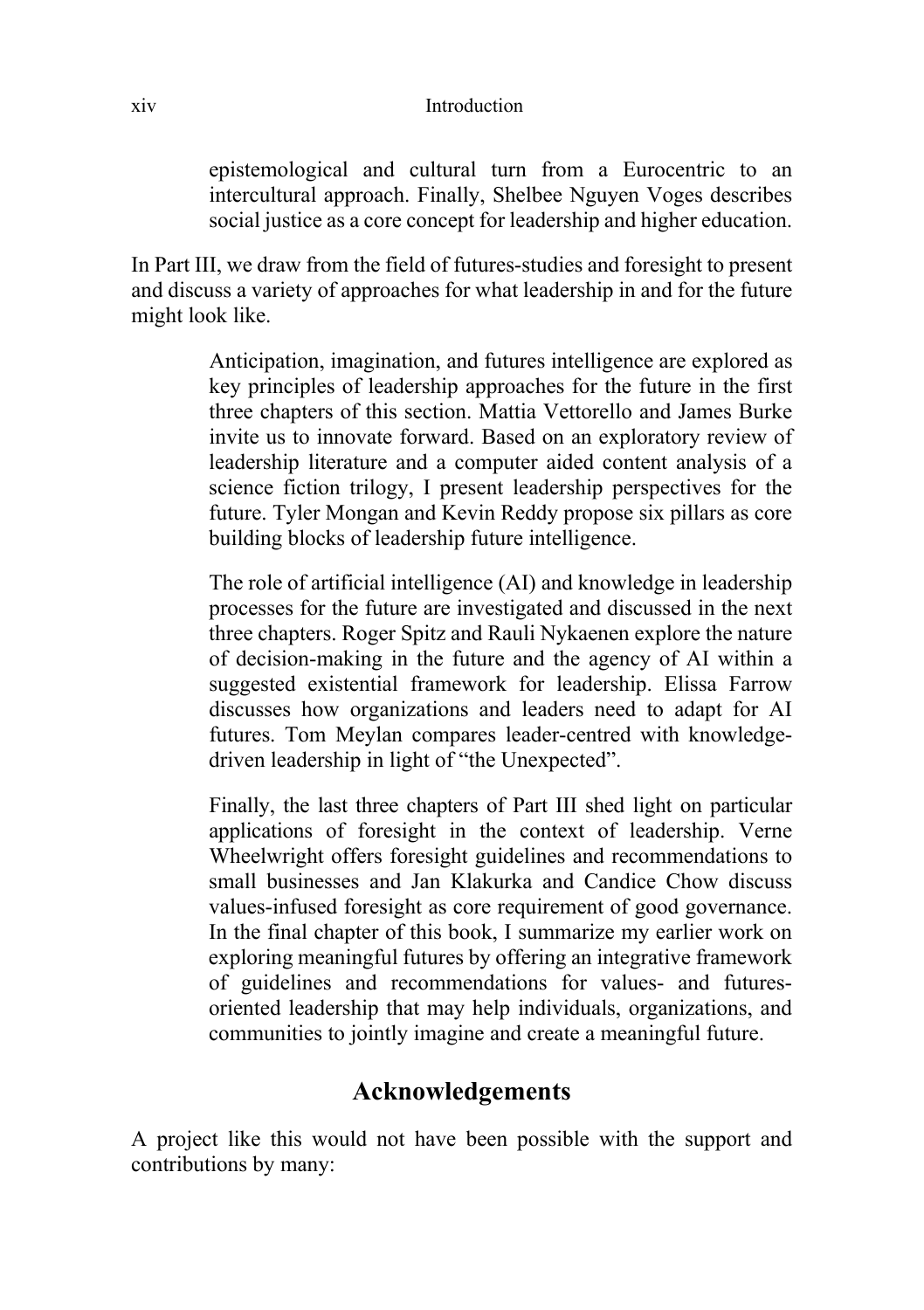epistemological and cultural turn from a Eurocentric to an intercultural approach. Finally, Shelbee Nguyen Voges describes social justice as a core concept for leadership and higher education.

In Part III, we draw from the field of futures-studies and foresight to present and discuss a variety of approaches for what leadership in and for the future might look like.

> Anticipation, imagination, and futures intelligence are explored as key principles of leadership approaches for the future in the first three chapters of this section. Mattia Vettorello and James Burke invite us to innovate forward. Based on an exploratory review of leadership literature and a computer aided content analysis of a science fiction trilogy, I present leadership perspectives for the future. Tyler Mongan and Kevin Reddy propose six pillars as core building blocks of leadership future intelligence.
>
> The role of artificial intelligence (AI) and knowledge in leadership processes for the future are investigated and discussed in the next three chapters. Roger Spitz and Rauli Nykaenen explore the nature of decision-making in the future and the agency of AI within a suggested existential framework for leadership. Elissa Farrow discusses how organizations and leaders need to adapt for AI futures. Tom Meylan compares leader-centred with knowledge-driven leadership in light of "the Unexpected".
>
> Finally, the last three chapters of Part III shed light on particular applications of foresight in the context of leadership. Verne Wheelwright offers foresight guidelines and recommendations to small businesses and Jan Klakurka and Candice Chow discuss values-infused foresight as core requirement of good governance. In the final chapter of this book, I summarize my earlier work on exploring meaningful futures by offering an integrative framework of guidelines and recommendations for values- and futures-oriented leadership that may help individuals, organizations, and communities to jointly imagine and create a meaningful future.

## Acknowledgements

A project like this would not have been possible with the support and contributions by many: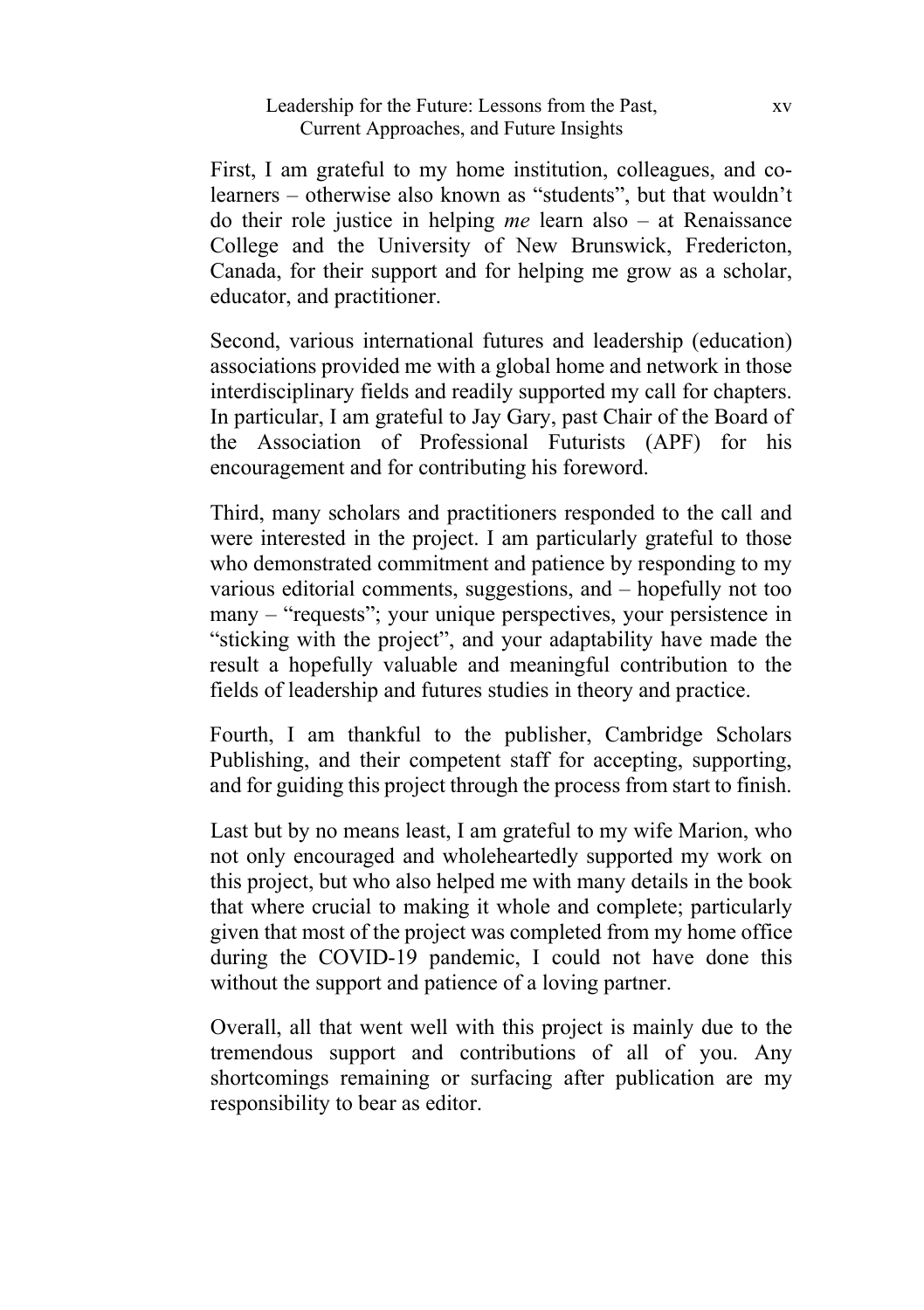First, I am grateful to my home institution, colleagues, and co-learners – otherwise also known as "students", but that wouldn't do their role justice in helping *me* learn also – at Renaissance College and the University of New Brunswick, Fredericton, Canada, for their support and for helping me grow as a scholar, educator, and practitioner.

Second, various international futures and leadership (education) associations provided me with a global home and network in those interdisciplinary fields and readily supported my call for chapters. In particular, I am grateful to Jay Gary, past Chair of the Board of the Association of Professional Futurists (APF) for his encouragement and for contributing his foreword.

Third, many scholars and practitioners responded to the call and were interested in the project. I am particularly grateful to those who demonstrated commitment and patience by responding to my various editorial comments, suggestions, and – hopefully not too many – "requests"; your unique perspectives, your persistence in "sticking with the project", and your adaptability have made the result a hopefully valuable and meaningful contribution to the fields of leadership and futures studies in theory and practice.

Fourth, I am thankful to the publisher, Cambridge Scholars Publishing, and their competent staff for accepting, supporting, and for guiding this project through the process from start to finish.

Last but by no means least, I am grateful to my wife Marion, who not only encouraged and wholeheartedly supported my work on this project, but who also helped me with many details in the book that where crucial to making it whole and complete; particularly given that most of the project was completed from my home office during the COVID-19 pandemic, I could not have done this without the support and patience of a loving partner.

Overall, all that went well with this project is mainly due to the tremendous support and contributions of all of you. Any shortcomings remaining or surfacing after publication are my responsibility to bear as editor.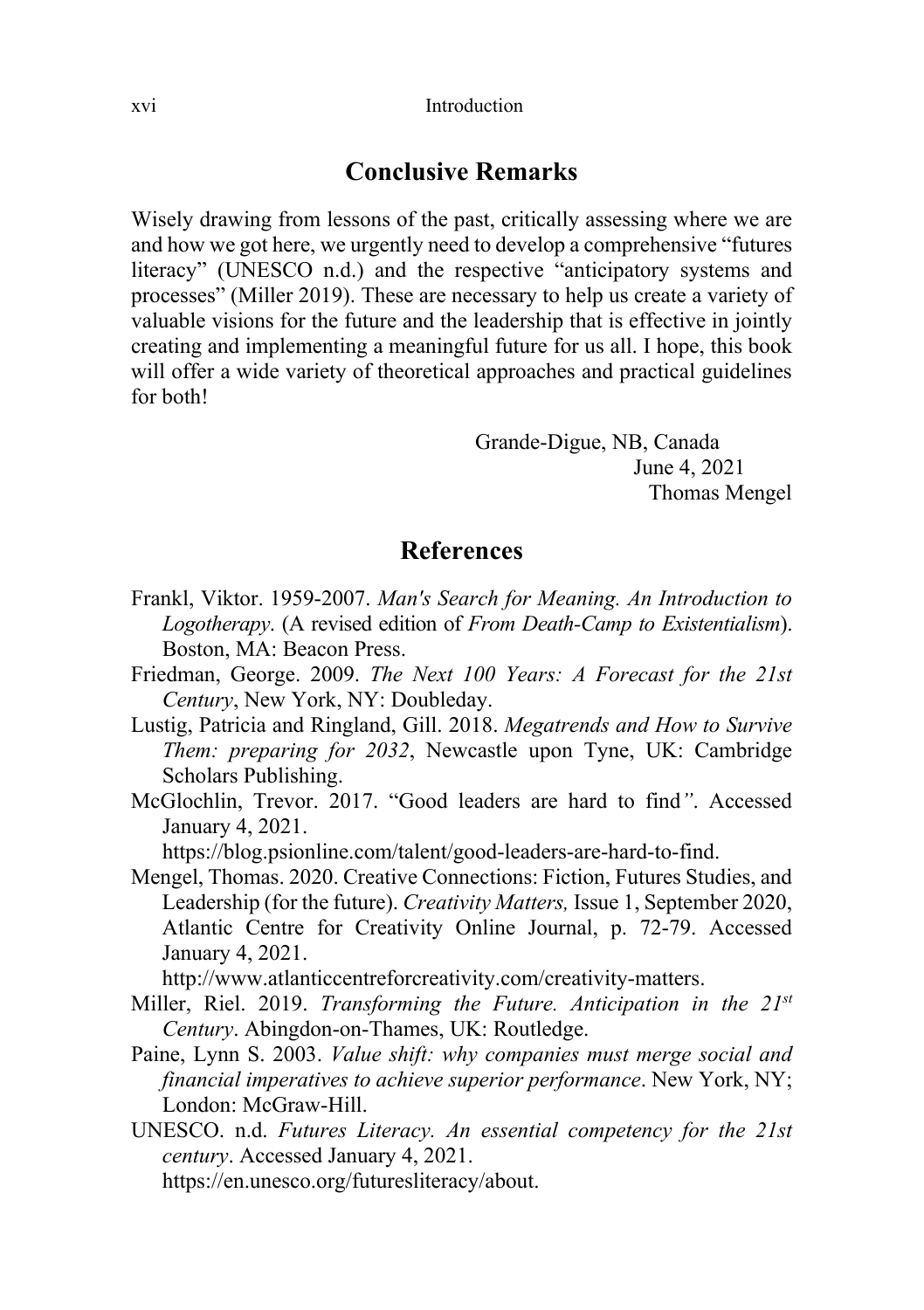## Conclusive Remarks

Wisely drawing from lessons of the past, critically assessing where we are and how we got here, we urgently need to develop a comprehensive "futures literacy" (UNESCO n.d.) and the respective "anticipatory systems and processes" (Miller 2019). These are necessary to help us create a variety of valuable visions for the future and the leadership that is effective in jointly creating and implementing a meaningful future for us all. I hope, this book will offer a wide variety of theoretical approaches and practical guidelines for both!

Grande-Digue, NB, Canada
June 4, 2021
Thomas Mengel

## References

Frankl, Viktor. 1959-2007. *Man's Search for Meaning. An Introduction to Logotherapy*. (A revised edition of *From Death-Camp to Existentialism*). Boston, MA: Beacon Press.

Friedman, George. 2009. *The Next 100 Years: A Forecast for the 21st Century*, New York, NY: Doubleday.

Lustig, Patricia and Ringland, Gill. 2018. *Megatrends and How to Survive Them: preparing for 2032*, Newcastle upon Tyne, UK: Cambridge Scholars Publishing.

McGlochlin, Trevor. 2017. "Good leaders are hard to find". Accessed January 4, 2021.
https://blog.psionline.com/talent/good-leaders-are-hard-to-find.

Mengel, Thomas. 2020. Creative Connections: Fiction, Futures Studies, and Leadership (for the future). *Creativity Matters,* Issue 1, September 2020, Atlantic Centre for Creativity Online Journal, p. 72-79. Accessed January 4, 2021.
http://www.atlanticcentreforcreativity.com/creativity-matters.

Miller, Riel. 2019. *Transforming the Future. Anticipation in the 21st Century*. Abingdon-on-Thames, UK: Routledge.

Paine, Lynn S. 2003. *Value shift: why companies must merge social and financial imperatives to achieve superior performance*. New York, NY; London: McGraw-Hill.

UNESCO. n.d. *Futures Literacy. An essential competency for the 21st century*. Accessed January 4, 2021.
https://en.unesco.org/futuresliteracy/about.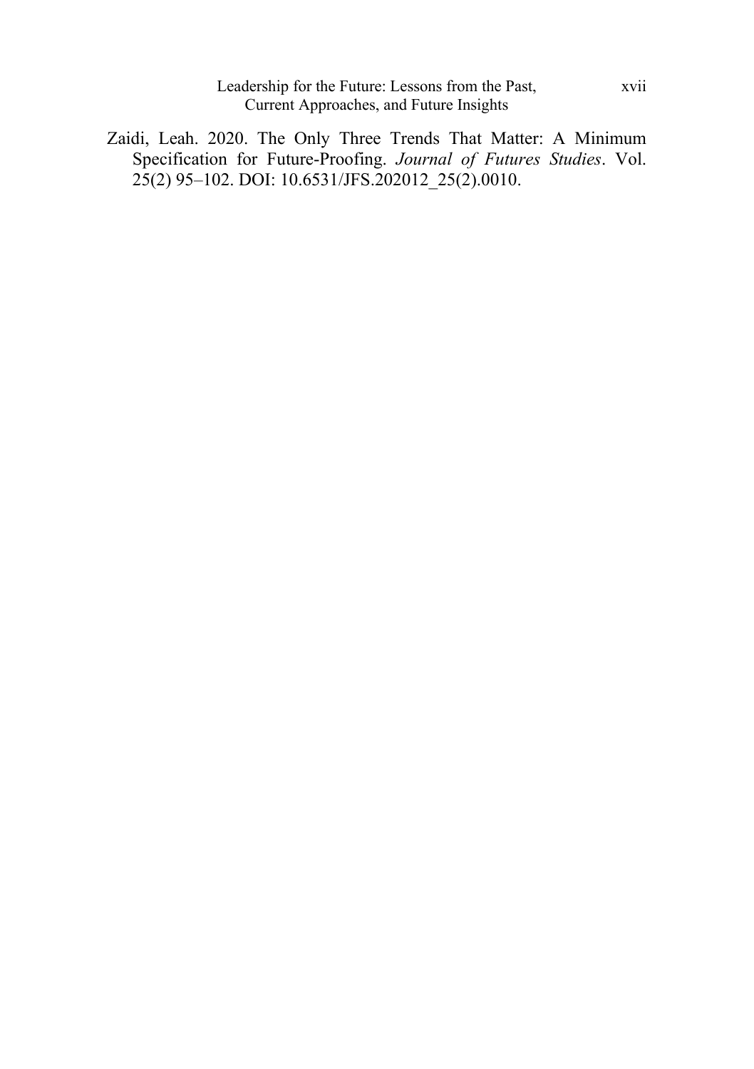Zaidi, Leah. 2020. The Only Three Trends That Matter: A Minimum Specification for Future-Proofing. *Journal of Futures Studies*. Vol. 25(2) 95–102. DOI: 10.6531/JFS.202012_25(2).0010.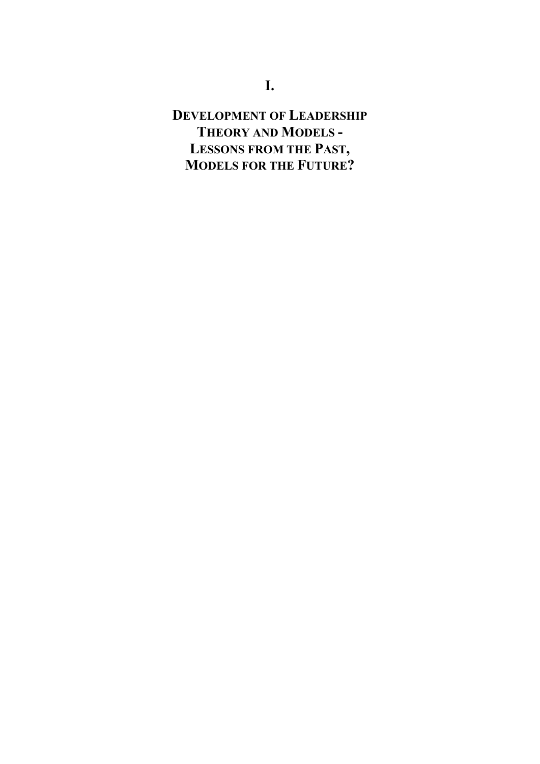# I.

# DEVELOPMENT OF LEADERSHIP THEORY AND MODELS - LESSONS FROM THE PAST, MODELS FOR THE FUTURE?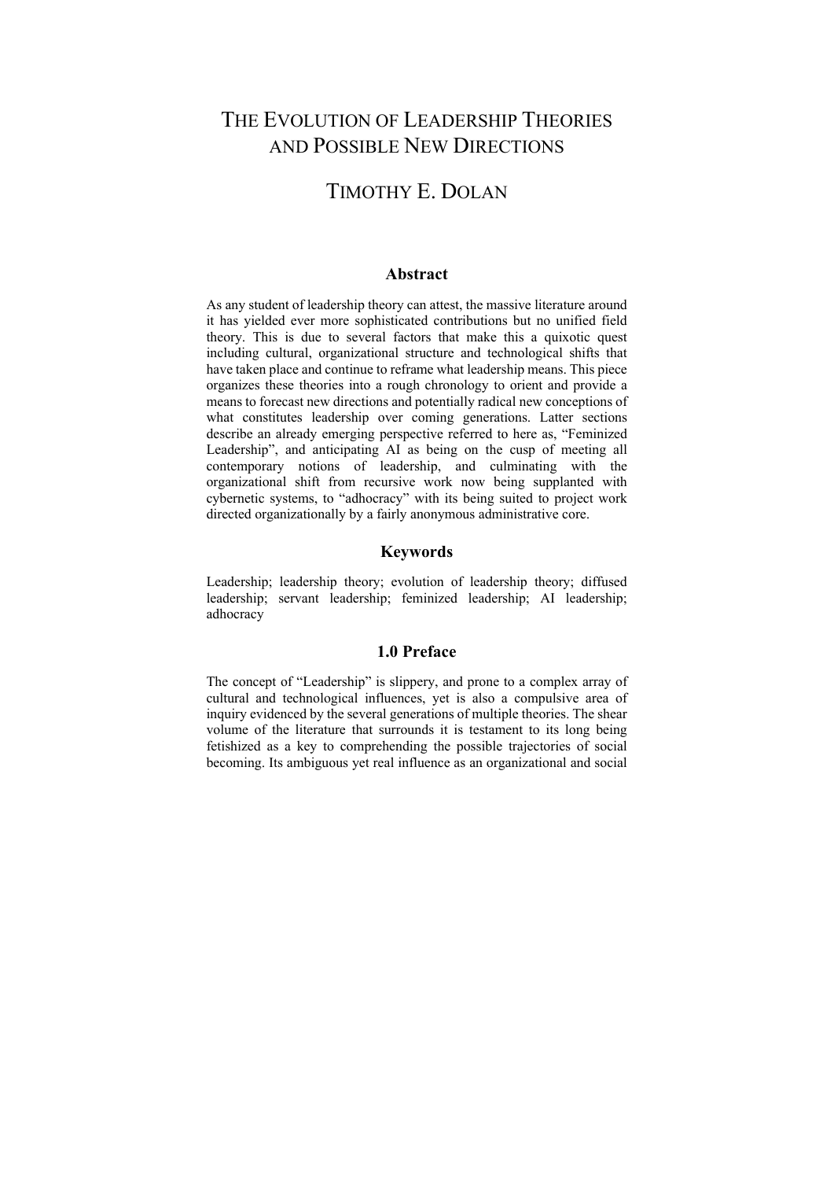# THE EVOLUTION OF LEADERSHIP THEORIES AND POSSIBLE NEW DIRECTIONS

## TIMOTHY E. DOLAN

### Abstract

As any student of leadership theory can attest, the massive literature around it has yielded ever more sophisticated contributions but no unified field theory. This is due to several factors that make this a quixotic quest including cultural, organizational structure and technological shifts that have taken place and continue to reframe what leadership means. This piece organizes these theories into a rough chronology to orient and provide a means to forecast new directions and potentially radical new conceptions of what constitutes leadership over coming generations. Latter sections describe an already emerging perspective referred to here as, "Feminized Leadership", and anticipating AI as being on the cusp of meeting all contemporary notions of leadership, and culminating with the organizational shift from recursive work now being supplanted with cybernetic systems, to "adhocracy" with its being suited to project work directed organizationally by a fairly anonymous administrative core.

### Keywords

Leadership; leadership theory; evolution of leadership theory; diffused leadership; servant leadership; feminized leadership; AI leadership; adhocracy

### 1.0 Preface

The concept of "Leadership" is slippery, and prone to a complex array of cultural and technological influences, yet is also a compulsive area of inquiry evidenced by the several generations of multiple theories. The shear volume of the literature that surrounds it is testament to its long being fetishized as a key to comprehending the possible trajectories of social becoming. Its ambiguous yet real influence as an organizational and social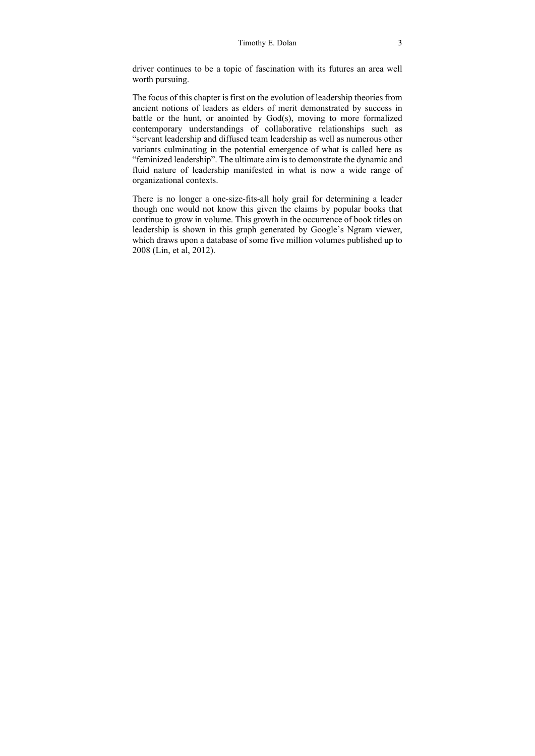driver continues to be a topic of fascination with its futures an area well worth pursuing.

The focus of this chapter is first on the evolution of leadership theories from ancient notions of leaders as elders of merit demonstrated by success in battle or the hunt, or anointed by God(s), moving to more formalized contemporary understandings of collaborative relationships such as "servant leadership and diffused team leadership as well as numerous other variants culminating in the potential emergence of what is called here as "feminized leadership". The ultimate aim is to demonstrate the dynamic and fluid nature of leadership manifested in what is now a wide range of organizational contexts.

There is no longer a one-size-fits-all holy grail for determining a leader though one would not know this given the claims by popular books that continue to grow in volume. This growth in the occurrence of book titles on leadership is shown in this graph generated by Google's Ngram viewer, which draws upon a database of some five million volumes published up to 2008 (Lin, et al, 2012).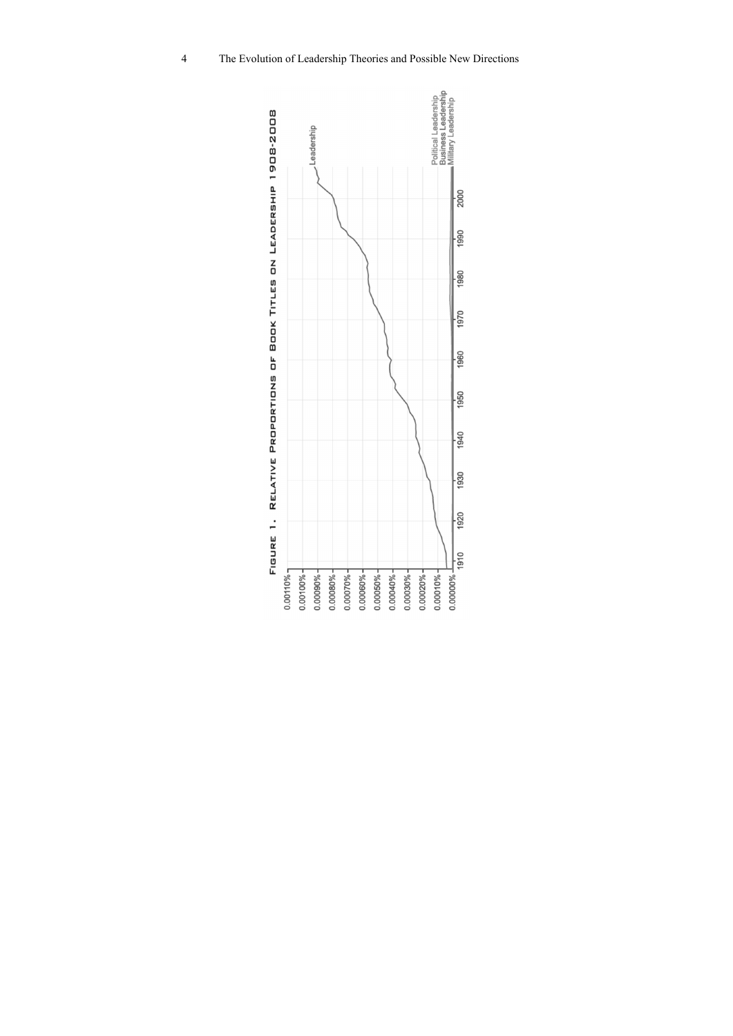Figure 1. Relative Proportions of Book Titles on Leadership 1908-2008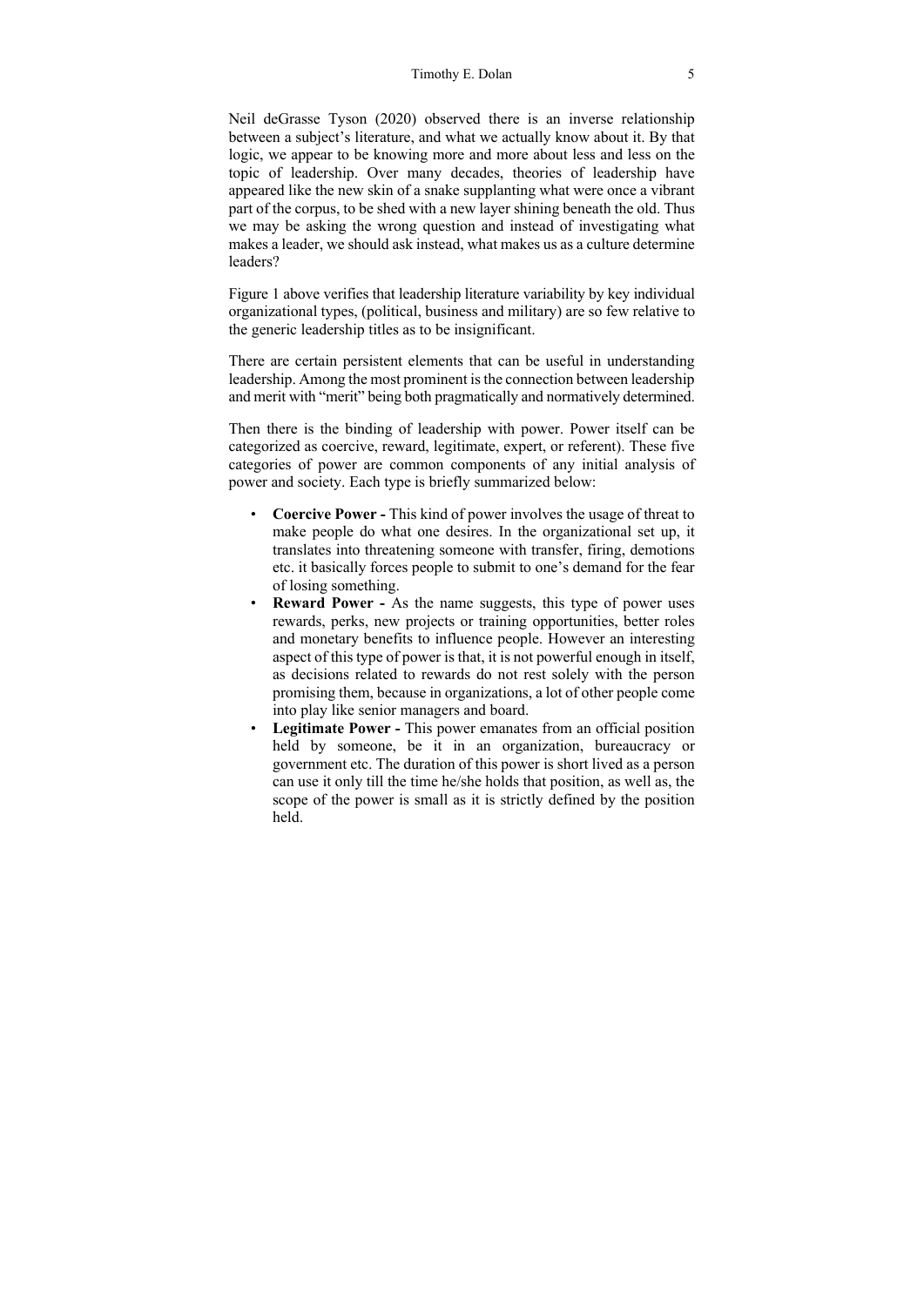Neil deGrasse Tyson (2020) observed there is an inverse relationship between a subject's literature, and what we actually know about it. By that logic, we appear to be knowing more and more about less and less on the topic of leadership. Over many decades, theories of leadership have appeared like the new skin of a snake supplanting what were once a vibrant part of the corpus, to be shed with a new layer shining beneath the old. Thus we may be asking the wrong question and instead of investigating what makes a leader, we should ask instead, what makes us as a culture determine leaders?

Figure 1 above verifies that leadership literature variability by key individual organizational types, (political, business and military) are so few relative to the generic leadership titles as to be insignificant.

There are certain persistent elements that can be useful in understanding leadership. Among the most prominent is the connection between leadership and merit with "merit" being both pragmatically and normatively determined.

Then there is the binding of leadership with power. Power itself can be categorized as coercive, reward, legitimate, expert, or referent). These five categories of power are common components of any initial analysis of power and society. Each type is briefly summarized below:

- **Coercive Power -** This kind of power involves the usage of threat to make people do what one desires. In the organizational set up, it translates into threatening someone with transfer, firing, demotions etc. it basically forces people to submit to one's demand for the fear of losing something.
- **Reward Power -** As the name suggests, this type of power uses rewards, perks, new projects or training opportunities, better roles and monetary benefits to influence people. However an interesting aspect of this type of power is that, it is not powerful enough in itself, as decisions related to rewards do not rest solely with the person promising them, because in organizations, a lot of other people come into play like senior managers and board.
- **Legitimate Power -** This power emanates from an official position held by someone, be it in an organization, bureaucracy or government etc. The duration of this power is short lived as a person can use it only till the time he/she holds that position, as well as, the scope of the power is small as it is strictly defined by the position held.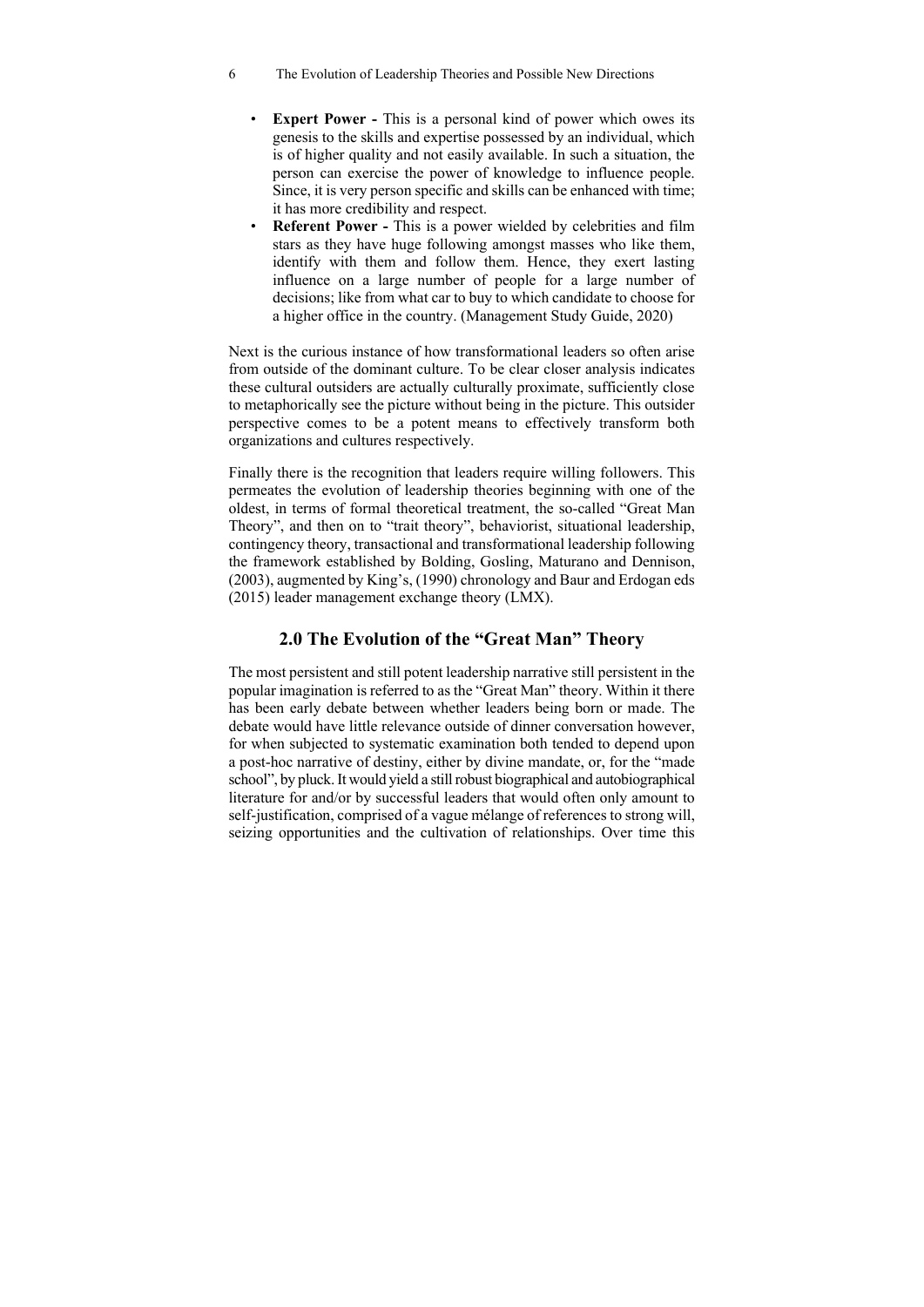- **Expert Power -** This is a personal kind of power which owes its genesis to the skills and expertise possessed by an individual, which is of higher quality and not easily available. In such a situation, the person can exercise the power of knowledge to influence people. Since, it is very person specific and skills can be enhanced with time; it has more credibility and respect.
- **Referent Power -** This is a power wielded by celebrities and film stars as they have huge following amongst masses who like them, identify with them and follow them. Hence, they exert lasting influence on a large number of people for a large number of decisions; like from what car to buy to which candidate to choose for a higher office in the country. (Management Study Guide, 2020)

Next is the curious instance of how transformational leaders so often arise from outside of the dominant culture. To be clear closer analysis indicates these cultural outsiders are actually culturally proximate, sufficiently close to metaphorically see the picture without being in the picture. This outsider perspective comes to be a potent means to effectively transform both organizations and cultures respectively.

Finally there is the recognition that leaders require willing followers. This permeates the evolution of leadership theories beginning with one of the oldest, in terms of formal theoretical treatment, the so-called "Great Man Theory", and then on to "trait theory", behaviorist, situational leadership, contingency theory, transactional and transformational leadership following the framework established by Bolding, Gosling, Maturano and Dennison, (2003), augmented by King's, (1990) chronology and Baur and Erdogan eds (2015) leader management exchange theory (LMX).

## 2.0 The Evolution of the "Great Man" Theory

The most persistent and still potent leadership narrative still persistent in the popular imagination is referred to as the "Great Man" theory. Within it there has been early debate between whether leaders being born or made. The debate would have little relevance outside of dinner conversation however, for when subjected to systematic examination both tended to depend upon a post-hoc narrative of destiny, either by divine mandate, or, for the "made school", by pluck. It would yield a still robust biographical and autobiographical literature for and/or by successful leaders that would often only amount to self-justification, comprised of a vague mélange of references to strong will, seizing opportunities and the cultivation of relationships. Over time this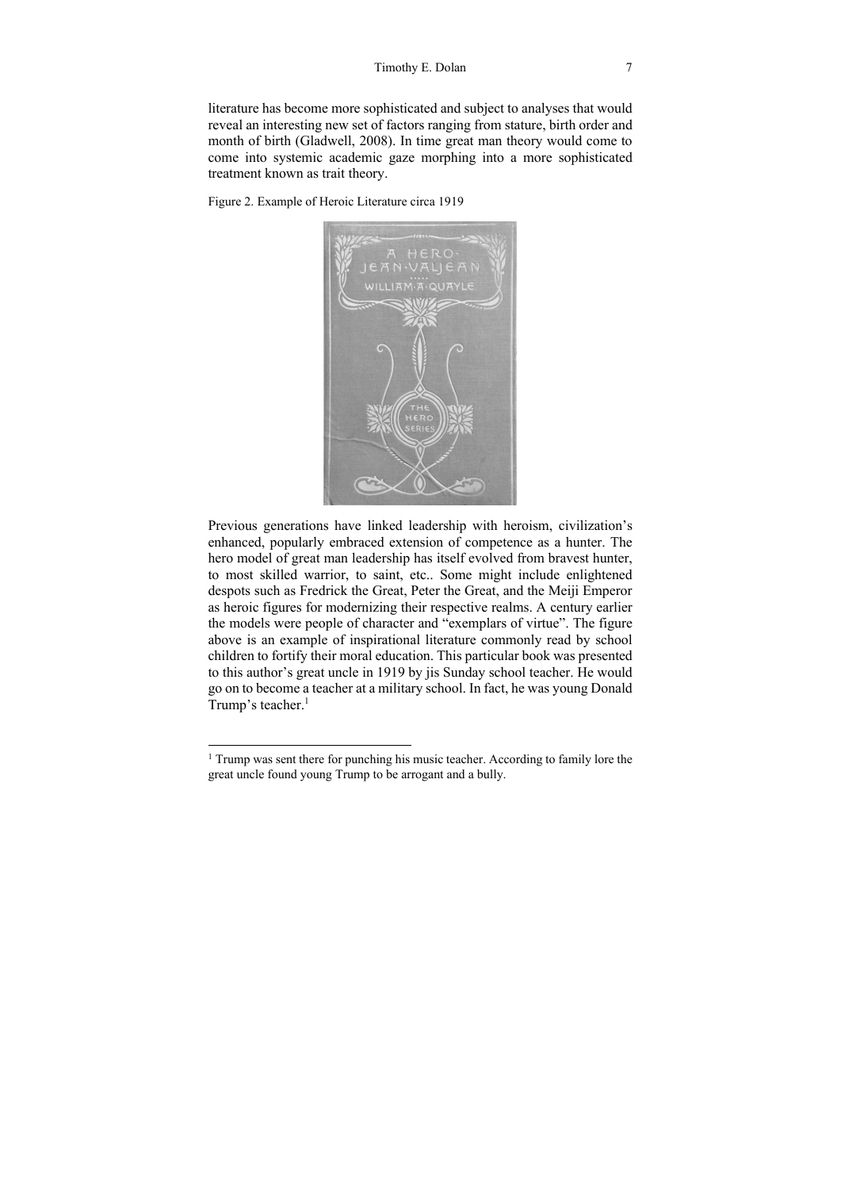literature has become more sophisticated and subject to analyses that would reveal an interesting new set of factors ranging from stature, birth order and month of birth (Gladwell, 2008). In time great man theory would come to come into systemic academic gaze morphing into a more sophisticated treatment known as trait theory.

Figure 2. Example of Heroic Literature circa 1919

Previous generations have linked leadership with heroism, civilization's enhanced, popularly embraced extension of competence as a hunter. The hero model of great man leadership has itself evolved from bravest hunter, to most skilled warrior, to saint, etc.. Some might include enlightened despots such as Fredrick the Great, Peter the Great, and the Meiji Emperor as heroic figures for modernizing their respective realms. A century earlier the models were people of character and "exemplars of virtue". The figure above is an example of inspirational literature commonly read by school children to fortify their moral education. This particular book was presented to this author's great uncle in 1919 by jis Sunday school teacher. He would go on to become a teacher at a military school. In fact, he was young Donald Trump's teacher.[1]

---

[1] Trump was sent there for punching his music teacher. According to family lore the great uncle found young Trump to be arrogant and a bully.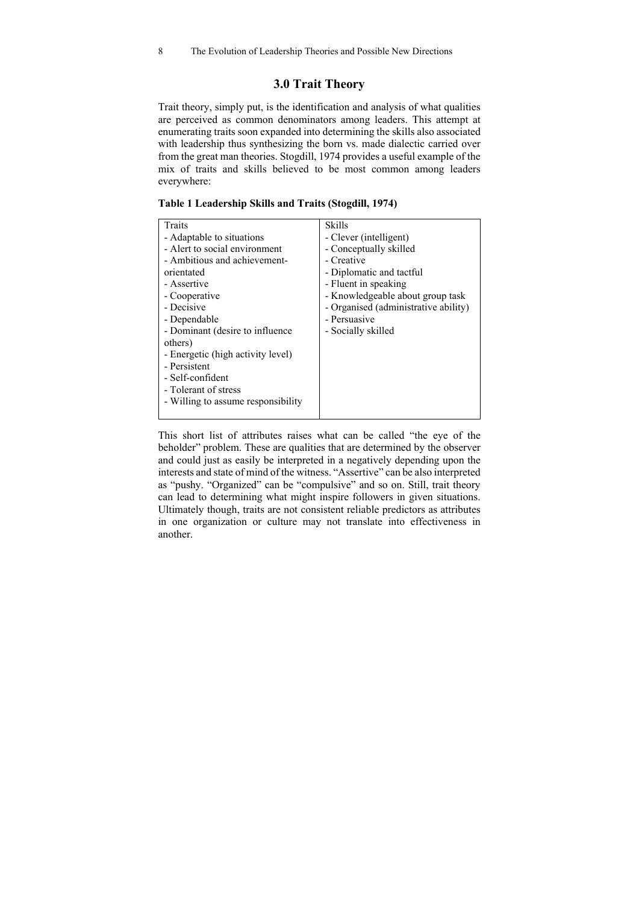## 3.0 Trait Theory

Trait theory, simply put, is the identification and analysis of what qualities are perceived as common denominators among leaders. This attempt at enumerating traits soon expanded into determining the skills also associated with leadership thus synthesizing the born vs. made dialectic carried over from the great man theories. Stogdill, 1974 provides a useful example of the mix of traits and skills believed to be most common among leaders everywhere:

**Table 1 Leadership Skills and Traits (Stogdill, 1974)**

| Traits | Skills |
|---|---|
| - Adaptable to situations | - Clever (intelligent) |
| - Alert to social environment | - Conceptually skilled |
| - Ambitious and achievement-orientated | - Creative |
| - Assertive | - Diplomatic and tactful |
| - Cooperative | - Fluent in speaking |
| - Decisive | - Knowledgeable about group task |
| - Dependable | - Organised (administrative ability) |
| - Dominant (desire to influence others) | - Persuasive |
| - Energetic (high activity level) | - Socially skilled |
| - Persistent | |
| - Self-confident | |
| - Tolerant of stress | |
| - Willing to assume responsibility | |

This short list of attributes raises what can be called "the eye of the beholder" problem. These are qualities that are determined by the observer and could just as easily be interpreted in a negatively depending upon the interests and state of mind of the witness. "Assertive" can be also interpreted as "pushy. "Organized" can be "compulsive" and so on. Still, trait theory can lead to determining what might inspire followers in given situations. Ultimately though, traits are not consistent reliable predictors as attributes in one organization or culture may not translate into effectiveness in another.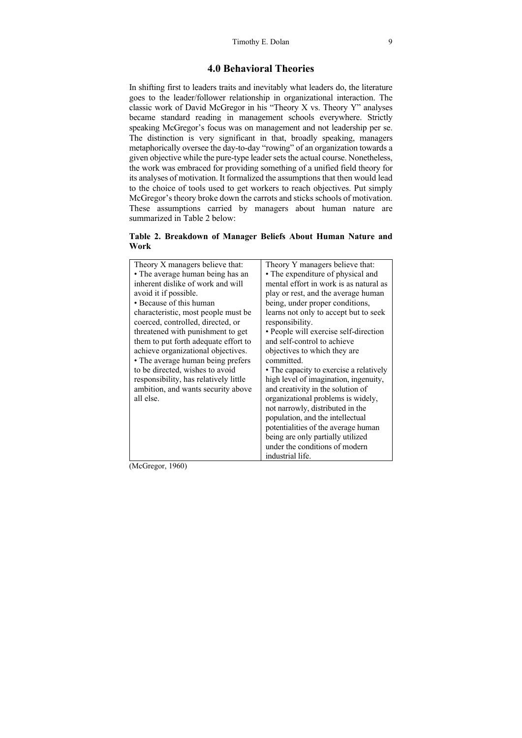## 4.0 Behavioral Theories

In shifting first to leaders traits and inevitably what leaders do, the literature goes to the leader/follower relationship in organizational interaction. The classic work of David McGregor in his "Theory X vs. Theory Y" analyses became standard reading in management schools everywhere. Strictly speaking McGregor's focus was on management and not leadership per se. The distinction is very significant in that, broadly speaking, managers metaphorically oversee the day-to-day "rowing" of an organization towards a given objective while the pure-type leader sets the actual course. Nonetheless, the work was embraced for providing something of a unified field theory for its analyses of motivation. It formalized the assumptions that then would lead to the choice of tools used to get workers to reach objectives. Put simply McGregor's theory broke down the carrots and sticks schools of motivation. These assumptions carried by managers about human nature are summarized in Table 2 below:

**Table 2. Breakdown of Manager Beliefs About Human Nature and Work**

| Theory X managers believe that: | Theory Y managers believe that: |
|---|---|
| • The average human being has an inherent dislike of work and will avoid it if possible.<br>• Because of this human characteristic, most people must be coerced, controlled, directed, or threatened with punishment to get them to put forth adequate effort to achieve organizational objectives.<br>• The average human being prefers to be directed, wishes to avoid responsibility, has relatively little ambition, and wants security above all else. | • The expenditure of physical and mental effort in work is as natural as play or rest, and the average human being, under proper conditions, learns not only to accept but to seek responsibility.<br>• People will exercise self-direction and self-control to achieve objectives to which they are committed.<br>• The capacity to exercise a relatively high level of imagination, ingenuity, and creativity in the solution of organizational problems is widely, not narrowly, distributed in the population, and the intellectual potentialities of the average human being are only partially utilized under the conditions of modern industrial life. |

(McGregor, 1960)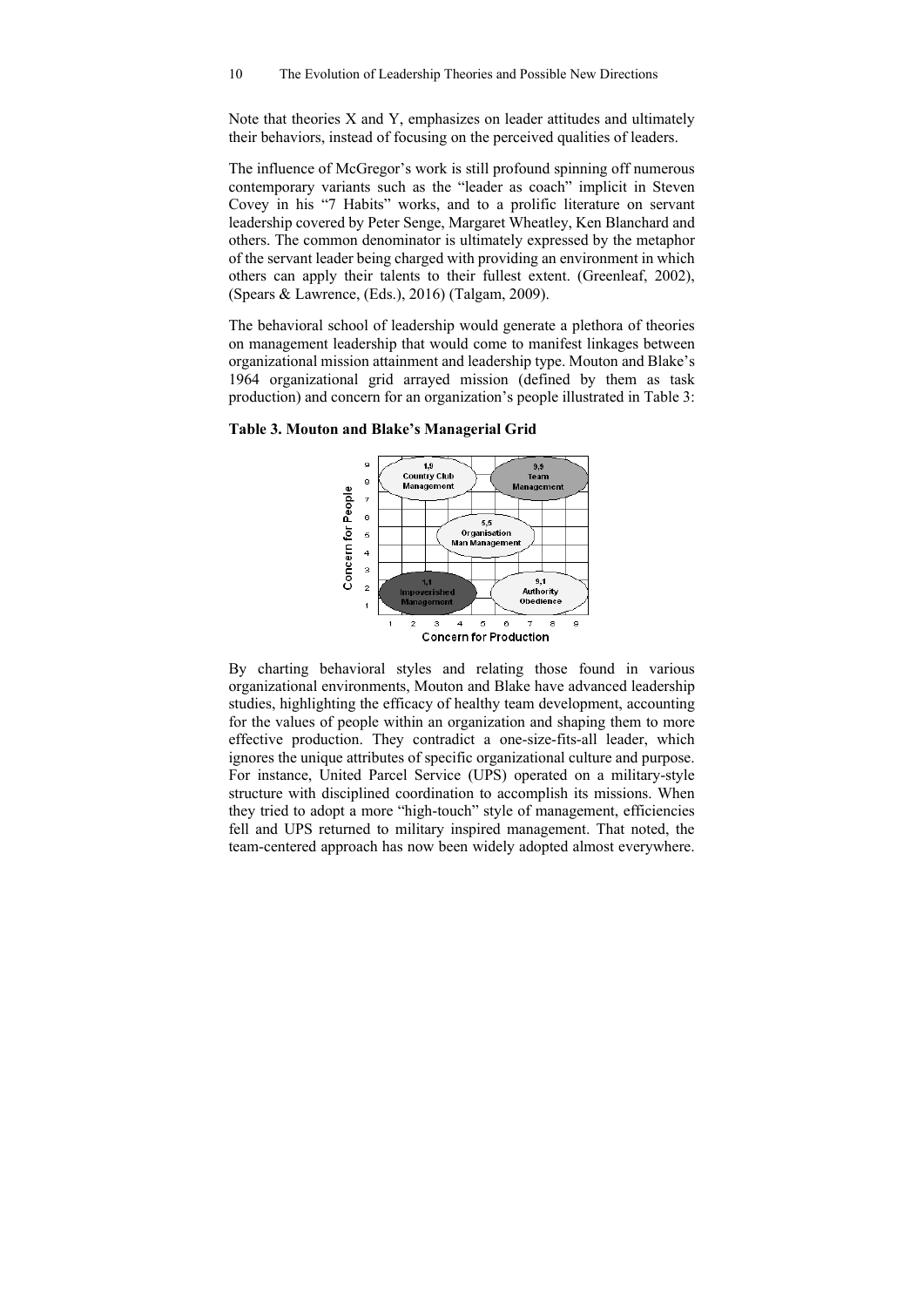Note that theories X and Y, emphasizes on leader attitudes and ultimately their behaviors, instead of focusing on the perceived qualities of leaders.

The influence of McGregor's work is still profound spinning off numerous contemporary variants such as the "leader as coach" implicit in Steven Covey in his "7 Habits" works, and to a prolific literature on servant leadership covered by Peter Senge, Margaret Wheatley, Ken Blanchard and others. The common denominator is ultimately expressed by the metaphor of the servant leader being charged with providing an environment in which others can apply their talents to their fullest extent. (Greenleaf, 2002), (Spears & Lawrence, (Eds.), 2016) (Talgam, 2009).

The behavioral school of leadership would generate a plethora of theories on management leadership that would come to manifest linkages between organizational mission attainment and leadership type. Mouton and Blake's 1964 organizational grid arrayed mission (defined by them as task production) and concern for an organization's people illustrated in Table 3:

**Table 3. Mouton and Blake's Managerial Grid**

By charting behavioral styles and relating those found in various organizational environments, Mouton and Blake have advanced leadership studies, highlighting the efficacy of healthy team development, accounting for the values of people within an organization and shaping them to more effective production. They contradict a one-size-fits-all leader, which ignores the unique attributes of specific organizational culture and purpose. For instance, United Parcel Service (UPS) operated on a military-style structure with disciplined coordination to accomplish its missions. When they tried to adopt a more "high-touch" style of management, efficiencies fell and UPS returned to military inspired management. That noted, the team-centered approach has now been widely adopted almost everywhere.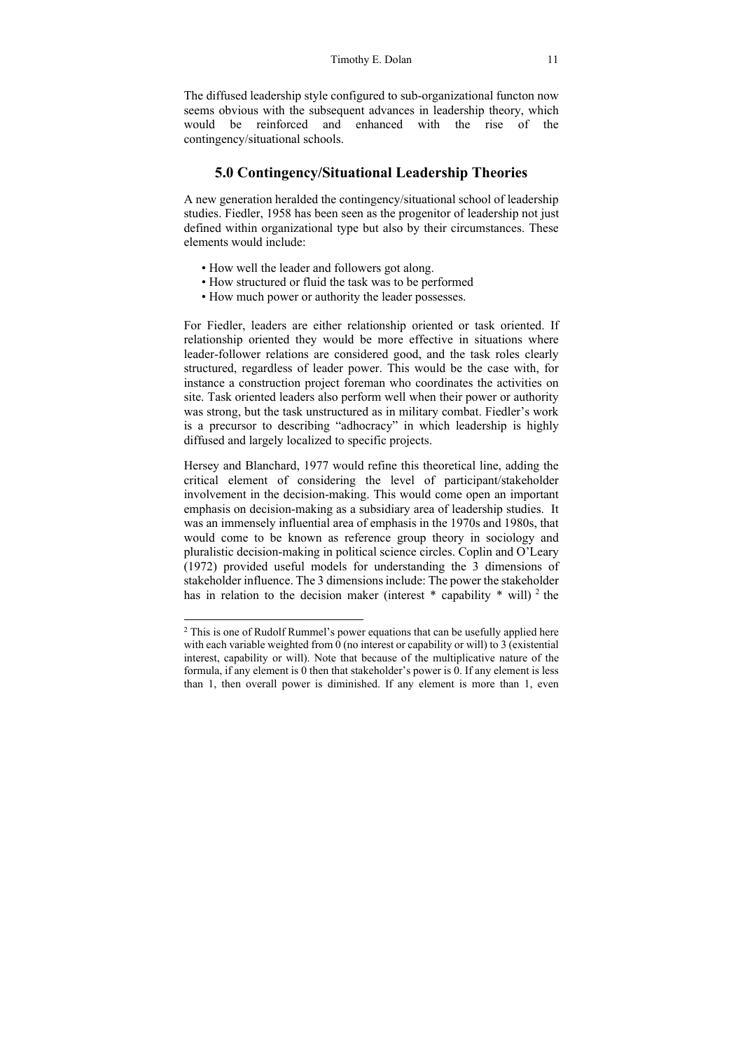The diffused leadership style configured to sub-organizational functon now seems obvious with the subsequent advances in leadership theory, which would be reinforced and enhanced with the rise of the contingency/situational schools.

## 5.0 Contingency/Situational Leadership Theories

A new generation heralded the contingency/situational school of leadership studies. Fiedler, 1958 has been seen as the progenitor of leadership not just defined within organizational type but also by their circumstances. These elements would include:

- How well the leader and followers got along.
- How structured or fluid the task was to be performed
- How much power or authority the leader possesses.

For Fiedler, leaders are either relationship oriented or task oriented. If relationship oriented they would be more effective in situations where leader-follower relations are considered good, and the task roles clearly structured, regardless of leader power. This would be the case with, for instance a construction project foreman who coordinates the activities on site. Task oriented leaders also perform well when their power or authority was strong, but the task unstructured as in military combat. Fiedler's work is a precursor to describing "adhocracy" in which leadership is highly diffused and largely localized to specific projects.

Hersey and Blanchard, 1977 would refine this theoretical line, adding the critical element of considering the level of participant/stakeholder involvement in the decision-making. This would come open an important emphasis on decision-making as a subsidiary area of leadership studies. It was an immensely influential area of emphasis in the 1970s and 1980s, that would come to be known as reference group theory in sociology and pluralistic decision-making in political science circles. Coplin and O'Leary (1972) provided useful models for understanding the 3 dimensions of stakeholder influence. The 3 dimensions include: The power the stakeholder has in relation to the decision maker (interest * capability * will) [2] the

---

[2] This is one of Rudolf Rummel's power equations that can be usefully applied here with each variable weighted from 0 (no interest or capability or will) to 3 (existential interest, capability or will). Note that because of the multiplicative nature of the formula, if any element is 0 then that stakeholder's power is 0. If any element is less than 1, then overall power is diminished. If any element is more than 1, even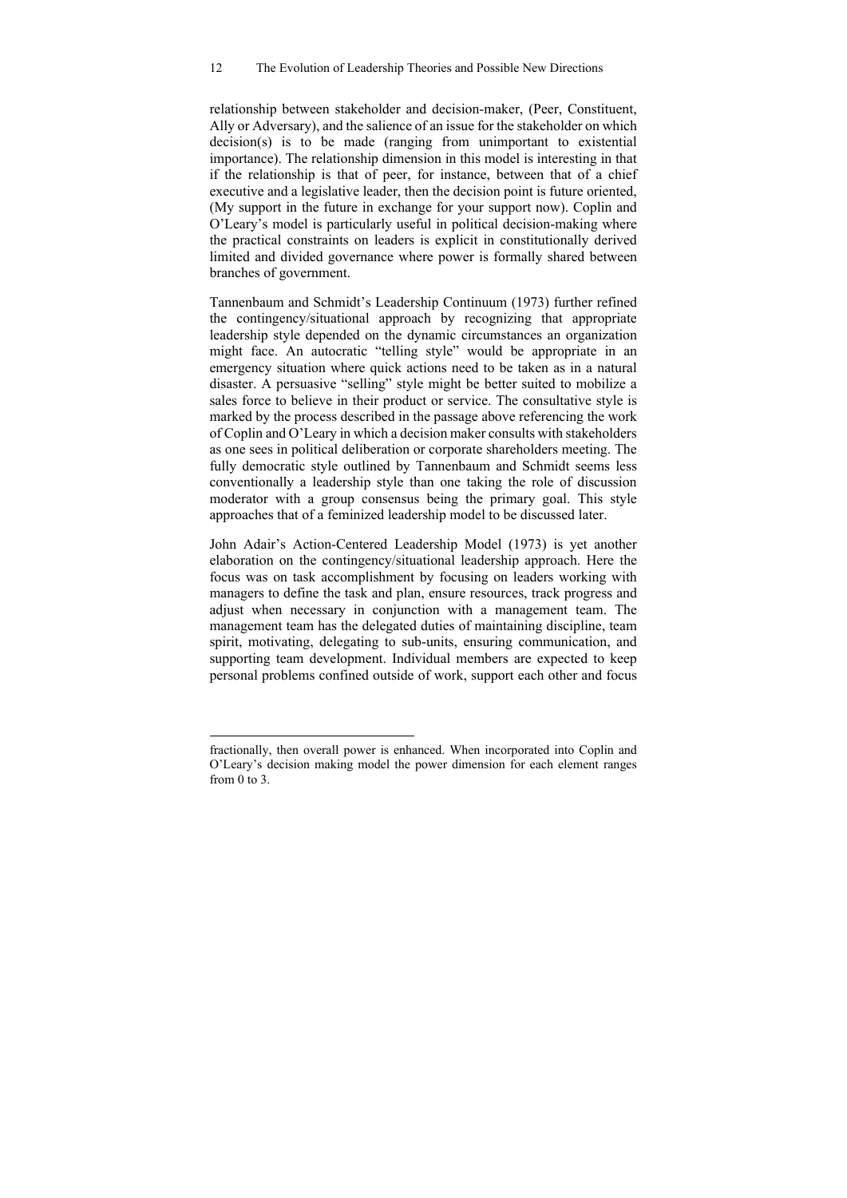relationship between stakeholder and decision-maker, (Peer, Constituent, Ally or Adversary), and the salience of an issue for the stakeholder on which decision(s) is to be made (ranging from unimportant to existential importance). The relationship dimension in this model is interesting in that if the relationship is that of peer, for instance, between that of a chief executive and a legislative leader, then the decision point is future oriented, (My support in the future in exchange for your support now). Coplin and O'Leary's model is particularly useful in political decision-making where the practical constraints on leaders is explicit in constitutionally derived limited and divided governance where power is formally shared between branches of government.

Tannenbaum and Schmidt's Leadership Continuum (1973) further refined the contingency/situational approach by recognizing that appropriate leadership style depended on the dynamic circumstances an organization might face. An autocratic "telling style" would be appropriate in an emergency situation where quick actions need to be taken as in a natural disaster. A persuasive "selling" style might be better suited to mobilize a sales force to believe in their product or service. The consultative style is marked by the process described in the passage above referencing the work of Coplin and O'Leary in which a decision maker consults with stakeholders as one sees in political deliberation or corporate shareholders meeting. The fully democratic style outlined by Tannenbaum and Schmidt seems less conventionally a leadership style than one taking the role of discussion moderator with a group consensus being the primary goal. This style approaches that of a feminized leadership model to be discussed later.

John Adair's Action-Centered Leadership Model (1973) is yet another elaboration on the contingency/situational leadership approach. Here the focus was on task accomplishment by focusing on leaders working with managers to define the task and plan, ensure resources, track progress and adjust when necessary in conjunction with a management team. The management team has the delegated duties of maintaining discipline, team spirit, motivating, delegating to sub-units, ensuring communication, and supporting team development. Individual members are expected to keep personal problems confined outside of work, support each other and focus

---

fractionally, then overall power is enhanced. When incorporated into Coplin and O'Leary's decision making model the power dimension for each element ranges from 0 to 3.